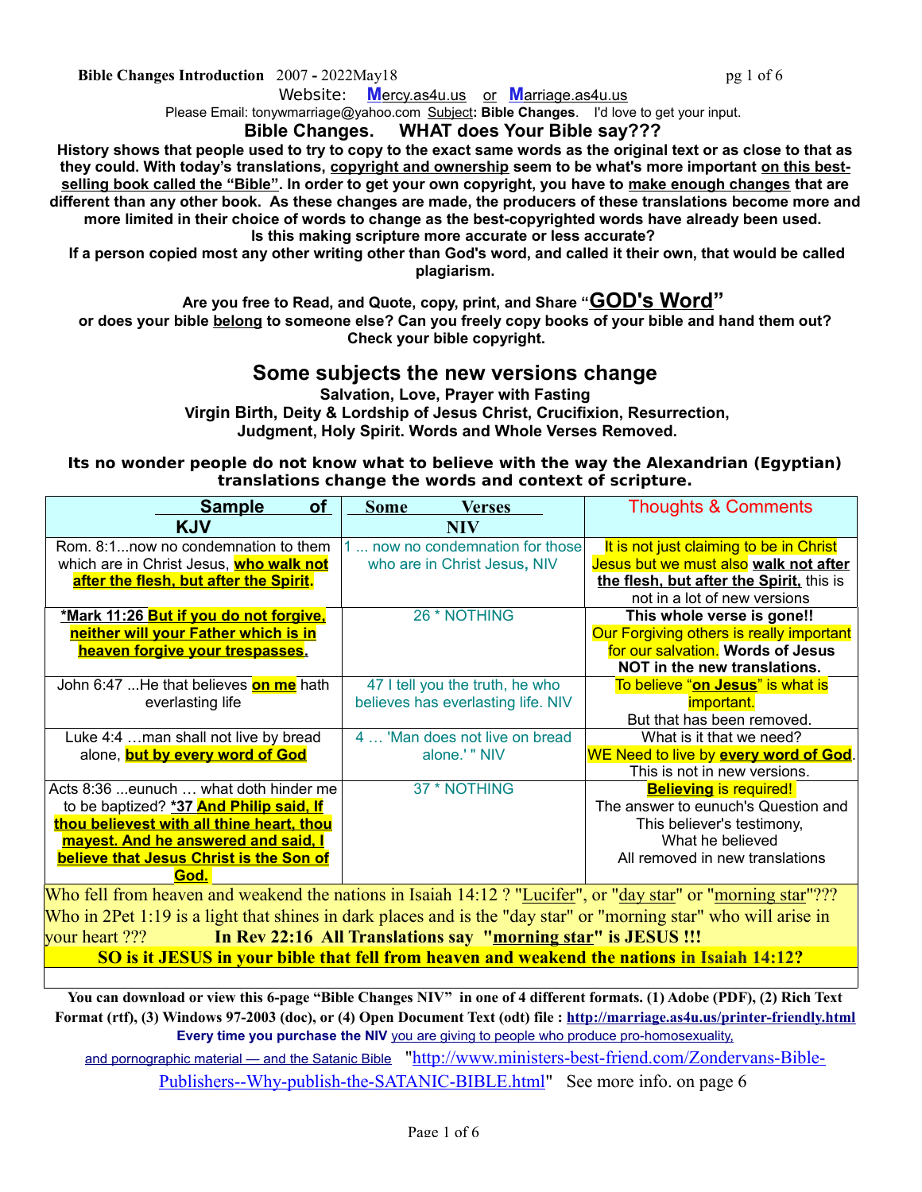**Bible Changes Introduction** 2007 - 2022May18

Website: **M**ercy.as4u.us or **M**arriage.as4u.us

Please Email: tonywmarriage@yahoo.com Subject**: Bible Changes**. I'd love to get your input.

## Bible Changes. WHAT does Your Bible say???

**History shows that people used to try to copy to the exact same words as the original text or as close to that as they could. With today's translations, copyright and ownership seem to be what's more important on this best-selling book called the "Bible". In order to get your own copyright, you have to make enough changes that are different than any other book. As these changes are made, the producers of these translations become more and more limited in their choice of words to change as the best-copyrighted words have already been used.**

**Is this making scripture more accurate or less accurate?**

**If a person copied most any other writing other than God's word, and called it their own, that would be called plagiarism.**

**Are you free to Read, and Quote, copy, print, and Share "GOD's Word"**

**or does your bible belong to someone else? Can you freely copy books of your bible and hand them out? Check your bible copyright.**

## Some subjects the new versions change

**Salvation, Love, Prayer with Fasting**

**Virgin Birth, Deity & Lordship of Jesus Christ, Crucifixion, Resurrection, Judgment, Holy Spirit. Words and Whole Verses Removed.**

**Its no wonder people do not know what to believe with the way the Alexandrian (Egyptian) translations change the words and context of scripture.**

| Sample of KJV | Some Verses NIV | Thoughts & Comments |
|---|---|---|
| Rom. 8:1...now no condemnation to them which are in Christ Jesus, **who walk not after the flesh, but after the Spirit.** | 1 ... now no condemnation for those who are in Christ Jesus, NIV | It is not just claiming to be in Christ Jesus but we must also **walk not after the flesh, but after the Spirit,** this is not in a lot of new versions |
| **\*Mark 11:26 But if you do not forgive, neither will your Father which is in heaven forgive your trespasses.** | 26 * NOTHING | **This whole verse is gone!!** Our Forgiving others is really important for our salvation. **Words of Jesus NOT in the new translations.** |
| John 6:47 ...He that believes **on me** hath everlasting life | 47 I tell you the truth, he who believes has everlasting life. NIV | To believe "**on Jesus**" is what is important. But that has been removed. |
| Luke 4:4 …man shall not live by bread alone, **but by every word of God** | 4 … 'Man does not live on bread alone.' " NIV | What is it that we need? WE Need to live by **every word of God**. This is not in new versions. |
| Acts 8:36 ...eunuch … what doth hinder me to be baptized? **\*37 And Philip said, If thou believest with all thine heart, thou mayest. And he answered and said, I believe that Jesus Christ is the Son of God.** | 37 * NOTHING | **Believing** is required! The answer to eunuch's Question and This believer's testimony, What he believed All removed in new translations |

Who fell from heaven and weakend the nations in Isaiah 14:12 ? "Lucifer", or "day star" or "morning star"??? Who in 2Pet 1:19 is a light that shines in dark places and is the "day star" or "morning star" who will arise in your heart ??? **In Rev 22:16 All Translations say "morning star" is JESUS !!!**

**SO is it JESUS in your bible that fell from heaven and weakend the nations in Isaiah 14:12?**

**You can download or view this 6-page "Bible Changes NIV" in one of 4 different formats. (1) Adobe (PDF), (2) Rich Text Format (rtf), (3) Windows 97-2003 (doc), or (4) Open Document Text (odt) file : http://marriage.as4u.us/printer-friendly.html**

**Every time you purchase the NIV** you are giving to people who produce pro-homosexuality, and pornographic material — and the Satanic Bible "http://www.ministers-best-friend.com/Zondervans-Bible-Publishers--Why-publish-the-SATANIC-BIBLE.html" See more info. on page 6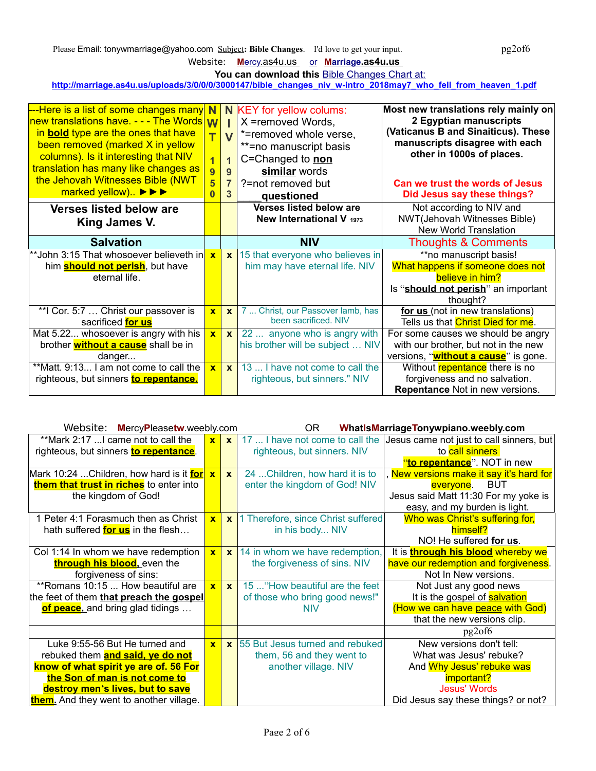Please Email: tonywmarriage@yahoo.com Subject: **Bible Changes**. I'd love to get your input.

Website: Mercy.as4u.us or Marriage.as4u.us

**You can download this Bible Changes Chart at:**
**http://marriage.as4u.us/uploads/3/0/0/0/3000147/bible_changes_niv_w-intro_2018may7_who_fell_from_heaven_1.pdf**

| ---Here is a list of some changes many new translations have. - - - The Words in **bold** type are the ones that have been removed (marked X in yellow columns). Is it interesting that NIV translation has many like changes as the Jehovah Witnesses Bible (NWT marked yellow).. ►►► | NWT 1950 | NIV 1973 | KEY for yellow colums: X =removed Words, *=removed whole verse, **=no manuscript basis, C=Changed to **non similar** words, ?=not removed but **questioned** | **Most new translations rely mainly on 2 Egyptian manuscripts (Vaticanus B and Sinaiticus). These manuscripts disagree with each other in 1000s of places.** **Can we trust the words of Jesus Did Jesus say these things?** |
|---|---|---|---|---|
| **Verses listed below are King James V.** | | | **Verses listed below are New International V** 1973 | Not according to NIV and NWT(Jehovah Witnesses Bible) New World Translation |
| **Salvation** | | | **NIV** | Thoughts & Comments |
| **John 3:15 That whosoever believeth in him **should not perish**, but have eternal life. | x | x | 15 that everyone who believes in him may have eternal life. NIV | **no manuscript basis! What happens if someone does not believe in him? Is "**should not perish**" an important thought? |
| **I Cor. 5:7 … Christ our passover is sacrificed **for us** | x | x | 7 ... Christ, our Passover lamb, has been sacrificed. NIV | **for us** (not in new translations) Tells us that Christ Died for me. |
| Mat 5.22... whosoever is angry with his brother **without a cause** shall be in danger... | x | x | 22 ... anyone who is angry with his brother will be subject … NIV | For some causes we should be angry with our brother, but not in the new versions, "**without a cause**" is gone. |
| **Matt. 9:13... I am not come to call the righteous, but sinners **to repentance.** | x | x | 13 ... I have not come to call the righteous, but sinners." NIV | Without repentance there is no forgiveness and no salvation. **Repentance** Not in new versions. |

Website: MercyPleasetw.weebly.com OR WhatIsMarriageTonywpiano.weebly.com

| | | | | |
|---|---|---|---|---|
| **Mark 2:17 ...I came not to call the righteous, but sinners **to repentance**. | x | x | 17 ... I have not come to call the righteous, but sinners. NIV | Jesus came not just to call sinners, but to call sinners "**to repentance**". NOT in new |
| Mark 10:24 ...Children, how hard is it **for them that trust in riches** to enter into the kingdom of God! | x | x | 24 ...Children, how hard it is to enter the kingdom of God! NIV | , New versions make it say it's hard for everyone. BUT Jesus said Matt 11:30 For my yoke is easy, and my burden is light. |
| 1 Peter 4:1 Forasmuch then as Christ hath suffered **for us** in the flesh… | x | x | 1 Therefore, since Christ suffered in his body... NIV | Who was Christ's suffering for, himself? NO! He suffered **for us**. |
| Col 1:14 In whom we have redemption **through his blood,** even the forgiveness of sins: | x | x | 14 in whom we have redemption, the forgiveness of sins. NIV | It is **through his blood** whereby we have our redemption and forgiveness. Not In New versions. |
| **Romans 10:15 ... How beautiful are the feet of them **that preach the gospel of peace,** and bring glad tidings … | x | x | 15 ..."How beautiful are the feet of those who bring good news!" NIV | Not Just any good news It is the gospel of salvation (How we can have peace with God) that the new versions clip. |
| | | | | |
| Luke 9:55-56 But He turned and rebuked them **and said, ye do not know of what spirit ye are of. 56 For the Son of man is not come to destroy men's lives, but to save them.** And they went to another village. | x | x | 55 But Jesus turned and rebuked them, 56 and they went to another village. NIV | New versions don't tell: What was Jesus' rebuke? And Why Jesus' rebuke was important? Jesus' Words Did Jesus say these things? or not? |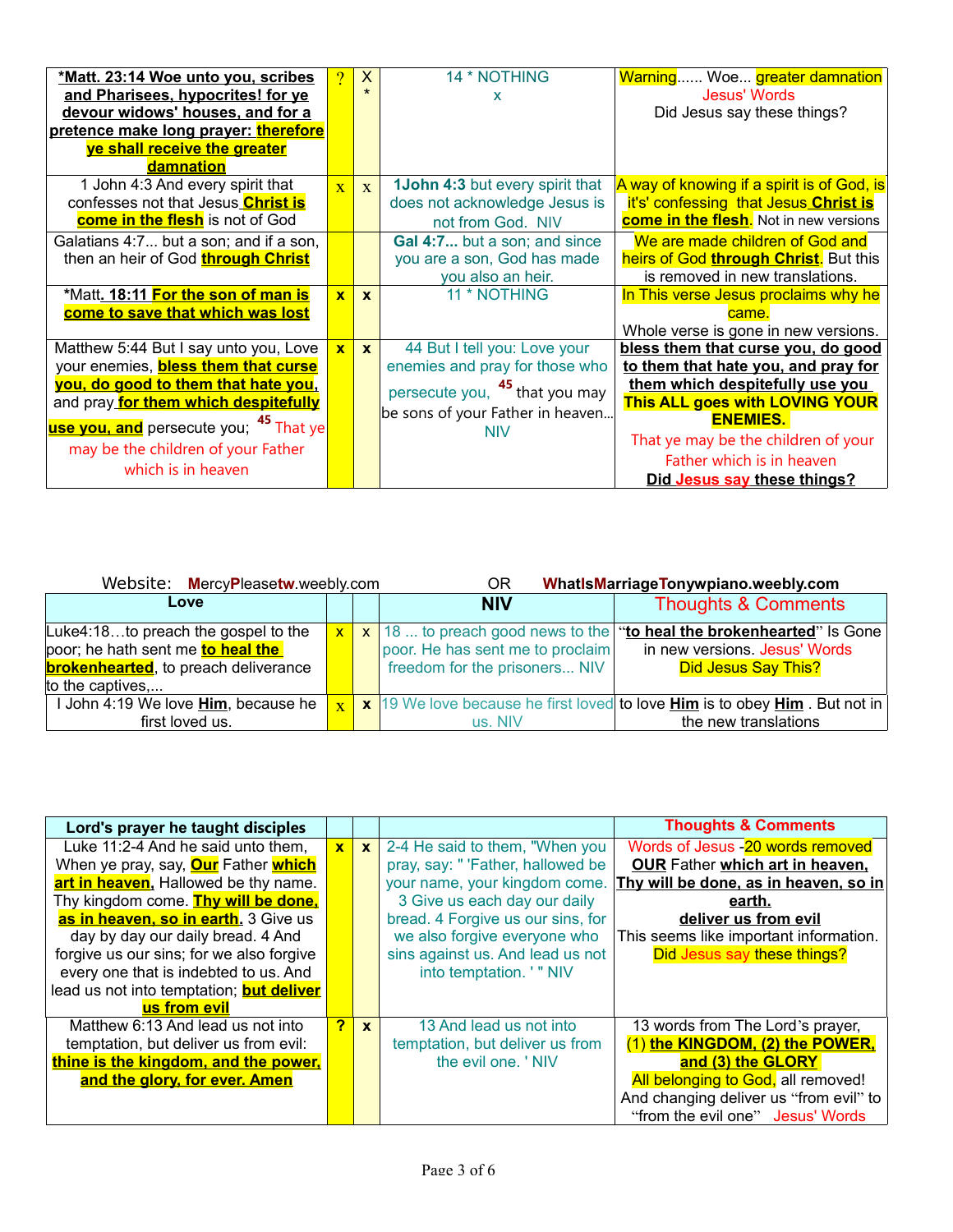| | | | | |
|---|---|---|---|---|
| ***Matt. 23:14 Woe unto you, scribes and Pharisees, hypocrites! for ye devour widows' houses, and for a pretence make long prayer: therefore ye shall receive the greater damnation** | ? | X * | 14 * NOTHING x | Warning...... Woe... greater damnation Jesus' Words Did Jesus say these things? |
| 1 John 4:3 And every spirit that confesses not that Jesus **Christ is come in the flesh** is not of God | x | x | **1John 4:3** but every spirit that does not acknowledge Jesus is not from God. NIV | A way of knowing if a spirit is of God, is it's' confessing that Jesus **Christ is come in the flesh**. Not in new versions |
| Galatians 4:7... but a son; and if a son, then an heir of God **through Christ** | | | **Gal 4:7...** but a son; and since you are a son, God has made you also an heir. | We are made children of God and heirs of God **through Christ**. But this is removed in new translations. |
| ***Matt. 18:11 For the son of man is come to save that which was lost** | **x** | **x** | 11 * NOTHING | In This verse Jesus proclaims why he came. Whole verse is gone in new versions. |
| Matthew 5:44 But I say unto you, Love your enemies, **bless them that curse you, do good to them that hate you,** and pray **for them which despitefully use you, and** persecute you; [45] That ye may be the children of your Father which is in heaven | **x** | **x** | 44 But I tell you: Love your enemies and pray for those who persecute you, [45] that you may be sons of your Father in heaven... NIV | **bless them that curse you, do good to them that hate you, and pray for them which despitefully use you This ALL goes with LOVING YOUR ENEMIES.** That ye may be the children of your Father which is in heaven **Did Jesus say these things?** |

Website: **M**ercy**P**lease**tw**.weebly.com OR **WhatIsMarriageTonywpiano.weebly.com**

| Love | | | NIV | Thoughts & Comments |
|---|---|---|---|---|
| Luke4:18…to preach the gospel to the poor; he hath sent me **to heal the brokenhearted**, to preach deliverance to the captives,... | x | x | 18 ... to preach good news to the poor. He has sent me to proclaim freedom for the prisoners... NIV | "**to heal the brokenhearted**" Is Gone in new versions. Jesus' Words Did Jesus Say This? |
| I John 4:19 We love **Him**, because he first loved us. | x | **x** | 19 We love because he first loved us. NIV | to love **Him** is to obey **Him** . But not in the new translations |

| **Lord's prayer he taught disciples** | | | | **Thoughts & Comments** |
|---|---|---|---|---|
| Luke 11:2-4 And he said unto them, When ye pray, say, **Our** Father **which art in heaven,** Hallowed be thy name. Thy kingdom come. **Thy will be done, as in heaven, so in earth.** 3 Give us day by day our daily bread. 4 And forgive us our sins; for we also forgive every one that is indebted to us. And lead us not into temptation; **but deliver us from evil** | **x** | **x** | 2-4 He said to them, "When you pray, say: " 'Father, hallowed be your name, your kingdom come. 3 Give us each day our daily bread. 4 Forgive us our sins, for we also forgive everyone who sins against us. And lead us not into temptation. ' " NIV | Words of Jesus -20 words removed **OUR** Father **which art in heaven, Thy will be done, as in heaven, so in earth. deliver us from evil** This seems like important information. Did Jesus say these things? |
| Matthew 6:13 And lead us not into temptation, but deliver us from evil: **thine is the kingdom, and the power, and the glory, for ever. Amen** | **?** | **x** | 13 And lead us not into temptation, but deliver us from the evil one. ' NIV | 13 words from The Lord's prayer, (1) **the KINGDOM, (2) the POWER, and (3) the GLORY** All belonging to God, all removed! And changing deliver us "from evil" to "from the evil one" Jesus' Words |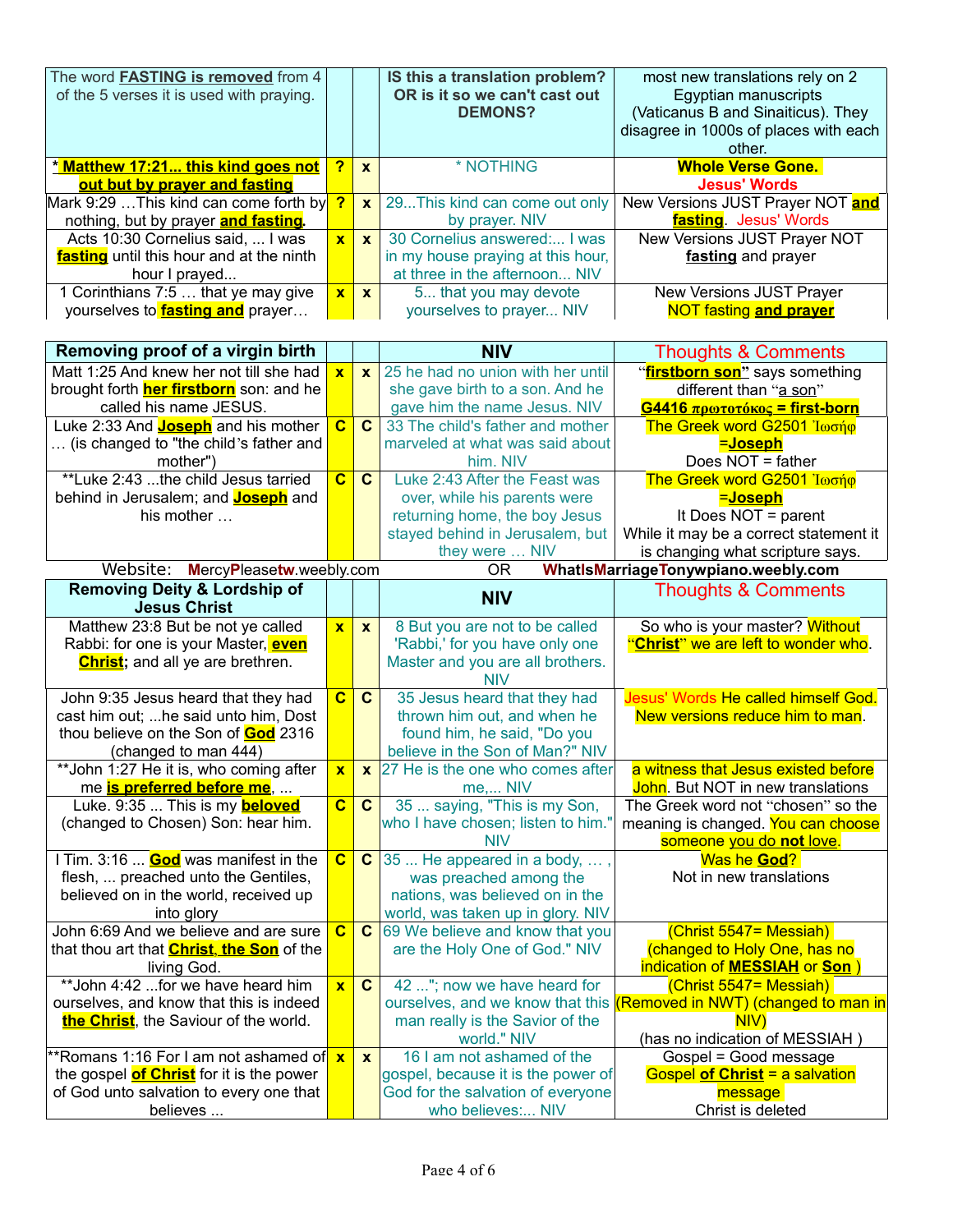| The word **FASTING is removed** from 4 of the 5 verses it is used with praying. | | | **IS this a translation problem? OR is it so we can't cast out DEMONS?** | most new translations rely on 2 Egyptian manuscripts (Vaticanus B and Sinaiticus). They disagree in 1000s of places with each other. |
|---|---|---|---|---|
| **\* Matthew 17:21... this kind goes not out but by prayer and fasting** | **?** | **x** | \* NOTHING | **Whole Verse Gone. Jesus' Words** |
| Mark 9:29 …This kind can come forth by nothing, but by prayer **and fasting**. | **?** | **x** | 29...This kind can come out only by prayer. NIV | New Versions JUST Prayer NOT **and fasting**. Jesus' Words |
| Acts 10:30 Cornelius said, ... I was **fasting** until this hour and at the ninth hour I prayed... | **x** | **x** | 30 Cornelius answered:... I was in my house praying at this hour, at three in the afternoon... NIV | New Versions JUST Prayer NOT **fasting** and prayer |
| 1 Corinthians 7:5 … that ye may give yourselves to **fasting and** prayer… | **x** | **x** | 5... that you may devote yourselves to prayer... NIV | New Versions JUST Prayer NOT fasting **and prayer** |

| **Removing proof of a virgin birth** | | | **NIV** | Thoughts & Comments |
|---|---|---|---|---|
| Matt 1:25 And knew her not till she had brought forth **her firstborn** son: and he called his name JESUS. | **x** | **x** | 25 he had no union with her until she gave birth to a son. And he gave him the name Jesus. NIV | "**firstborn son**" says something different than "a son" **G4416 πρωτοτόκος = first-born** |
| Luke 2:33 And **Joseph** and his mother … (is changed to "the child's father and mother") | **C** | **C** | 33 The child's father and mother marveled at what was said about him. NIV | The Greek word G2501 Ἰωσήφ =**Joseph** Does NOT = father |
| \*\*Luke 2:43 ...the child Jesus tarried behind in Jerusalem; and **Joseph** and his mother … | **C** | **C** | Luke 2:43 After the Feast was over, while his parents were returning home, the boy Jesus stayed behind in Jerusalem, but they were … NIV | The Greek word G2501 Ἰωσήφ =**Joseph** It Does NOT = parent While it may be a correct statement it is changing what scripture says. |

Website: **M**ercy**P**lease**tw**.weebly.com OR **W**hat**I**s**M**arriage**T**onywpiano.weebly.com

| **Removing Deity & Lordship of Jesus Christ** | | | **NIV** | Thoughts & Comments |
|---|---|---|---|---|
| Matthew 23:8 But be not ye called Rabbi: for one is your Master, **even Christ;** and all ye are brethren. | **x** | **x** | 8 But you are not to be called 'Rabbi,' for you have only one Master and you are all brothers. NIV | So who is your master? Without "**Christ**" we are left to wonder who. |
| John 9:35 Jesus heard that they had cast him out; ...he said unto him, Dost thou believe on the Son of **God** 2316 (changed to man 444) | **C** | **C** | 35 Jesus heard that they had thrown him out, and when he found him, he said, "Do you believe in the Son of Man?" NIV | Jesus' Words He called himself God. New versions reduce him to man. |
| \*\*John 1:27 He it is, who coming after me **is preferred before me**, ... | **x** | **x** | 27 He is the one who comes after me,... NIV | a witness that Jesus existed before John. But NOT in new translations |
| Luke. 9:35 ... This is my **beloved** (changed to Chosen) Son: hear him. | **C** | **C** | 35 ... saying, "This is my Son, who I have chosen; listen to him." NIV | The Greek word not "chosen" so the meaning is changed. You can choose someone you do **not** love. |
| I Tim. 3:16 ... **God** was manifest in the flesh, ... preached unto the Gentiles, believed on in the world, received up into glory | **C** | **C** | 35 ... He appeared in a body, … , was preached among the nations, was believed on in the world, was taken up in glory. NIV | Was he **God**? Not in new translations |
| John 6:69 And we believe and are sure that thou art that **Christ, the Son** of the living God. | **C** | **C** | 69 We believe and know that you are the Holy One of God." NIV | (Christ 5547= Messiah) (changed to Holy One, has no indication of **MESSIAH** or **Son** ) |
| \*\*John 4:42 ...for we have heard him ourselves, and know that this is indeed **the Christ**, the Saviour of the world. | **x** | **C** | 42 ..."; now we have heard for ourselves, and we know that this man really is the Savior of the world." NIV | (Christ 5547= Messiah) (Removed in NWT) (changed to man in NIV) (has no indication of MESSIAH ) |
| \*\*Romans 1:16 For I am not ashamed of the gospel **of Christ** for it is the power of God unto salvation to every one that believes ... | **x** | **x** | 16 I am not ashamed of the gospel, because it is the power of God for the salvation of everyone who believes:... NIV | Gospel = Good message Gospel **of Christ** = a salvation message Christ is deleted |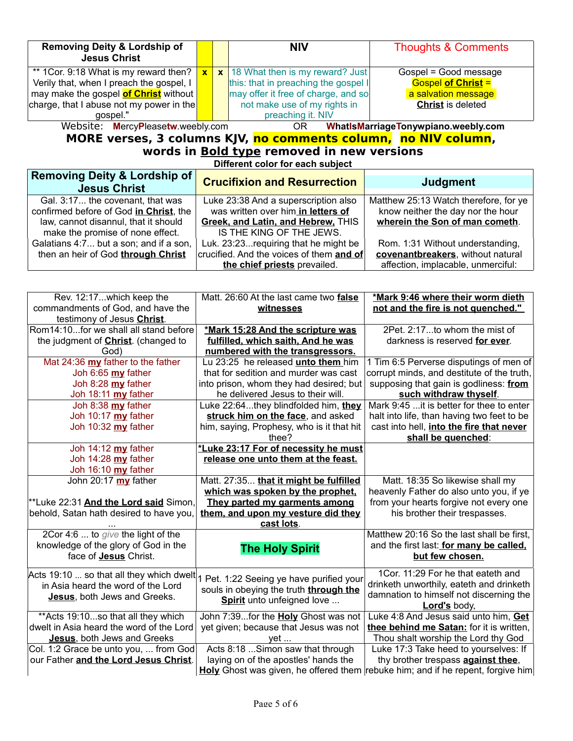| Removing Deity & Lordship of Jesus Christ | | | NIV | Thoughts & Comments |
|---|---|---|---|---|
| ** 1Cor. 9:18 What is my reward then? Verily that, when I preach the gospel, I may make the gospel **of Christ** without charge, that I abuse not my power in the gospel." | x | x | 18 What then is my reward? Just this: that in preaching the gospel I may offer it free of charge, and so not make use of my rights in preaching it. NIV | Gospel = Good message<br>Gospel **of Christ** =<br>a salvation message<br>**Christ** is deleted |

Website: MercyPleasetw.weebly.com OR WhatIsMarriageTonywpiano.weebly.com

## MORE verses, 3 columns KJV, no comments column, no NIV column, words in Bold type removed in new versions

Different color for each subject

| Removing Deity & Lordship of Jesus Christ | Crucifixion and Resurrection | Judgment |
|---|---|---|
| Gal. 3:17... the covenant, that was confirmed before of God **in Christ**, the law, cannot disannul, that it should make the promise of none effect. | Luke 23:38 And a superscription also was written over him **in letters of Greek, and Latin, and Hebrew,** THIS IS THE KING OF THE JEWS. | Matthew 25:13 Watch therefore, for ye know neither the day nor the hour **wherein the Son of man cometh**. |
| Galatians 4:7... but a son; and if a son, then an heir of God **through Christ** | Luk. 23:23...requiring that he might be crucified. And the voices of them **and of the chief priests** prevailed. | Rom. 1:31 Without understanding, **covenantbreakers**, without natural affection, implacable, unmerciful: |

| | | |
|---|---|---|
| Rev. 12:17...which keep the commandments of God, and have the testimony of Jesus **Christ**. | Matt. 26:60 At the last came two **false witnesses** | ***Mark 9:46 where their worm dieth not and the fire is not quenched."** |
| Rom14:10...for we shall all stand before the judgment of **Christ**. (changed to God) | ***Mark 15:28 And the scripture was fulfilled, which saith, And he was numbered with the transgressors.** | 2Pet. 2:17...to whom the mist of darkness is reserved **for ever**. |
| Mat 24:36 **my** father to the father<br>Joh 6:65 **my** father<br>Joh 8:28 **my** father<br>Joh 18:11 **my** father | Lu 23:25 he released **unto them** him that for sedition and murder was cast into prison, whom they had desired; but he delivered Jesus to their will. | 1 Tim 6:5 Perverse disputings of men of corrupt minds, and destitute of the truth, supposing that gain is godliness: **from such withdraw thyself**. |
| Joh 8:38 **my** father<br>Joh 10:17 **my** father<br>Joh 10:32 **my** father | Luke 22:64...they blindfolded him, **they struck him on the face**, and asked him, saying, Prophesy, who is it that hit thee? | Mark 9:45 ...it is better for thee to enter halt into life, than having two feet to be cast into hell, **into the fire that never shall be quenched**: |
| Joh 14:12 **my** father<br>Joh 14:28 **my** father<br>Joh 16:10 **my** father | ***Luke 23:17 For of necessity he must release one unto them at the feast.** | |
| John 20:17 **my** father<br><br>**Luke 22:31 **And the Lord said** Simon, behold, Satan hath desired to have you, ... | Matt. 27:35... **that it might be fulfilled which was spoken by the prophet, They parted my garments among them, and upon my vesture did they cast lots**. | Matt. 18:35 So likewise shall my heavenly Father do also unto you, if ye from your hearts forgive not every one his brother their trespasses. |
| 2Cor 4:6 ... to *give* the light of the knowledge of the glory of God in the face of **Jesus** Christ. | **The Holy Spirit** | Matthew 20:16 So the last shall be first, and the first last: **for many be called, but few chosen.** |
| Acts 19:10 ... so that all they which dwelt in Asia heard the word of the Lord **Jesus**, both Jews and Greeks. | 1 Pet. 1:22 Seeing ye have purified your souls in obeying the truth **through the Spirit** unto unfeigned love ... | 1Cor. 11:29 For he that eateth and drinketh unworthily, eateth and drinketh damnation to himself not discerning the **Lord's** body, |
| **Acts 19:10...so that all they which dwelt in Asia heard the word of the Lord **Jesus**, both Jews and Greeks | John 7:39...for the **Holy** Ghost was not yet given; because that Jesus was not yet ... | Luke 4:8 And Jesus said unto him, **Get thee behind me Satan:** for it is written, Thou shalt worship the Lord thy God |
| Col. 1:2 Grace be unto you, ... from God our Father **and the Lord Jesus Christ**. | Acts 8:18 ...Simon saw that through laying on of the apostles' hands the **Holy** Ghost was given, he offered them | Luke 17:3 Take heed to yourselves: If thy brother trespass **against thee**, rebuke him; and if he repent, forgive him |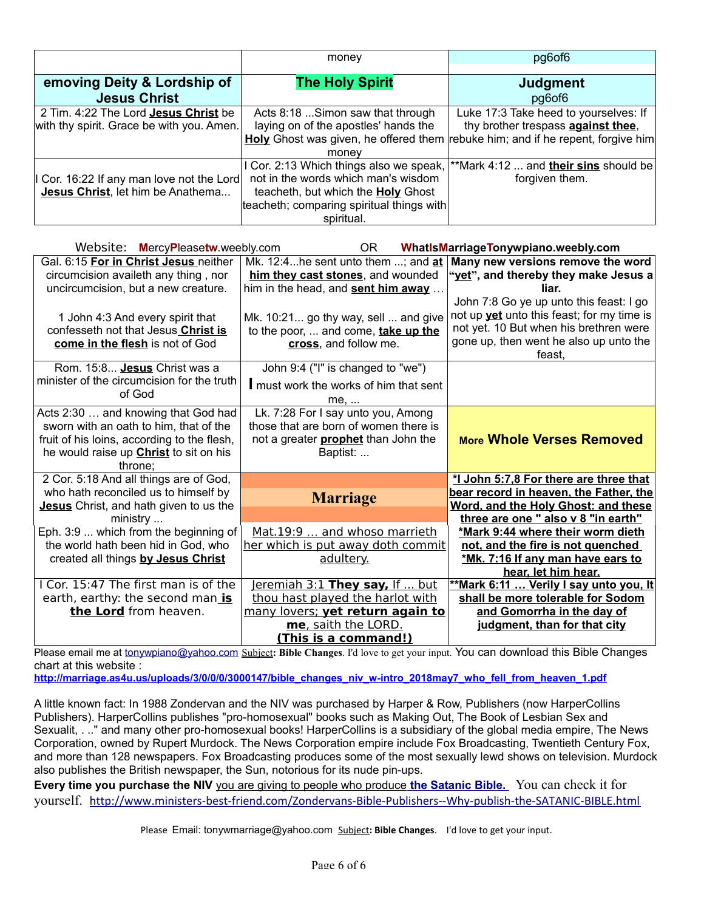| | | |
|---|---|---|
| | money | pg6of6 |
| **emoving Deity & Lordship of Jesus Christ** | **The Holy Spirit** | **Judgment** pg6of6 |
| 2 Tim. 4:22 The Lord **Jesus Christ** be with thy spirit. Grace be with you. Amen. | Acts 8:18 ...Simon saw that through laying on of the apostles' hands the **Holy** Ghost was given, he offered them money | Luke 17:3 Take heed to yourselves: If thy brother trespass **against thee**, rebuke him; and if he repent, forgive him |
| I Cor. 16:22 If any man love not the Lord **Jesus Christ**, let him be Anathema... | I Cor. 2:13 Which things also we speak, not in the words which man's wisdom teacheth, but which the **Holy** Ghost teacheth; comparing spiritual things with spiritual. | **Mark 4:12 ... and **their sins** should be forgiven them. |

Website: **M**ercy**P**lease**tw**.weebly.com OR **WhatIsMarriageTonywpiano.weebly.com**

| | | |
|---|---|---|
| Gal. 6:15 **For in Christ Jesus** neither circumcision availeth any thing , nor uncircumcision, but a new creature.<br><br>1 John 4:3 And every spirit that confesseth not that Jesus **Christ is come in the flesh** is not of God | Mk. 12:4...he sent unto them ...; and **at him they cast stones**, and wounded him in the head, and **sent him away** …<br><br>Mk. 10:21... go thy way, sell ... and give to the poor, ... and come, **take up the cross**, and follow me. | **Many new versions remove the word "yet", and thereby they make Jesus a liar.**<br>John 7:8 Go ye up unto this feast: I go not up **yet** unto this feast; for my time is not yet. 10 But when his brethren were gone up, then went he also up unto the feast, |
| Rom. 15:8... **Jesus** Christ was a minister of the circumcision for the truth of God | John 9:4 ("I" is changed to "we")<br>**I** must work the works of him that sent me, ... | |
| Acts 2:30 … and knowing that God had sworn with an oath to him, that of the fruit of his loins, according to the flesh, he would raise up **Christ** to sit on his throne; | Lk. 7:28 For I say unto you, Among those that are born of women there is not a greater **prophet** than John the Baptist: ... | **More Whole Verses Removed** |
| 2 Cor. 5:18 And all things are of God, who hath reconciled us to himself by **Jesus** Christ, and hath given to us the ministry ... | **Marriage** | ***I John 5:7,8 For there are three that bear record in heaven, the Father, the Word, and the Holy Ghost: and these three are one " also v 8 "in earth"** |
| Eph. 3:9 ... which from the beginning of the world hath been hid in God, who created all things **by Jesus Christ** | Mat.19:9 … and whoso marrieth her which is put away doth commit adultery. | ***Mark 9:44 where their worm dieth not, and the fire is not quenched**<br>***Mk. 7:16 If any man have ears to hear, let him hear.** |
| I Cor. 15:47 The first man is of the earth, earthy: the second man **is the Lord** from heaven. | Jeremiah 3:1 **They say,** If … but thou hast played the harlot with many lovers; **yet return again to me**, saith the LORD.<br>**(This is a command!)** | ****Mark 6:11 … Verily I say unto you, It shall be more tolerable for Sodom and Gomorrha in the day of judgment, than for that city** |

Please email me at tonywpiano@yahoo.com Subject**: Bible Changes**. I'd love to get your input. You can download this Bible Changes chart at this website :
**http://marriage.as4u.us/uploads/3/0/0/0/3000147/bible_changes_niv_w-intro_2018may7_who_fell_from_heaven_1.pdf**

A little known fact: In 1988 Zondervan and the NIV was purchased by Harper & Row, Publishers (now HarperCollins Publishers). HarperCollins publishes "pro-homosexual" books such as Making Out, The Book of Lesbian Sex and Sexualit, . . ." and many other pro-homosexual books! HarperCollins is a subsidiary of the global media empire, The News Corporation, owned by Rupert Murdock. The News Corporation empire include Fox Broadcasting, Twentieth Century Fox, and more than 128 newspapers. Fox Broadcasting produces some of the most sexually lewd shows on television. Murdock also publishes the British newspaper, the Sun, notorious for its nude pin-ups.

**Every time you purchase the NIV** you are giving to people who produce **the Satanic Bible.** You can check it for yourself. http://www.ministers-best-friend.com/Zondervans-Bible-Publishers--Why-publish-the-SATANIC-BIBLE.html

Please Email: tonywmarriage@yahoo.com Subject**: Bible Changes**. I'd love to get your input.